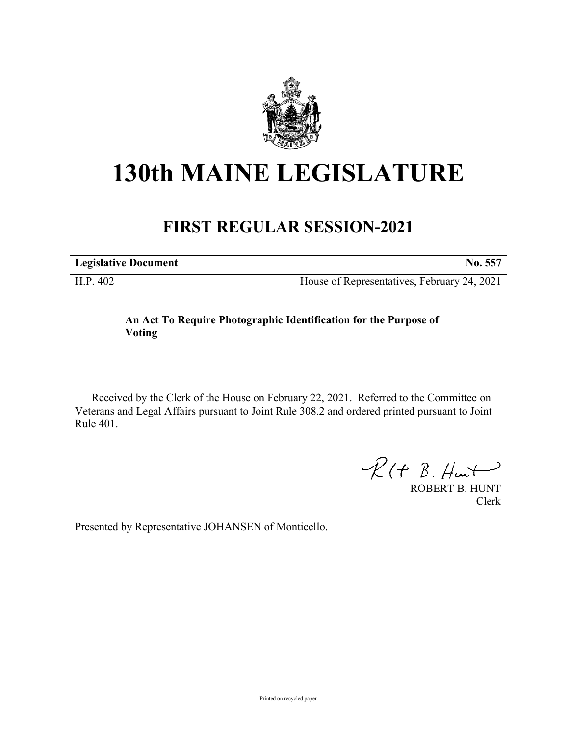# 130th MAINE LEGISLATURE

## FIRST REGULAR SESSION-2021

| **Legislative Document** | **No. 557** |
|---|---|
| H.P. 402 | House of Representatives, February 24, 2021 |

**An Act To Require Photographic Identification for the Purpose of Voting**

---

Received by the Clerk of the House on February 22, 2021. Referred to the Committee on Veterans and Legal Affairs pursuant to Joint Rule 308.2 and ordered printed pursuant to Joint Rule 401.

ROBERT B. HUNT
Clerk

Presented by Representative JOHANSEN of Monticello.

Printed on recycled paper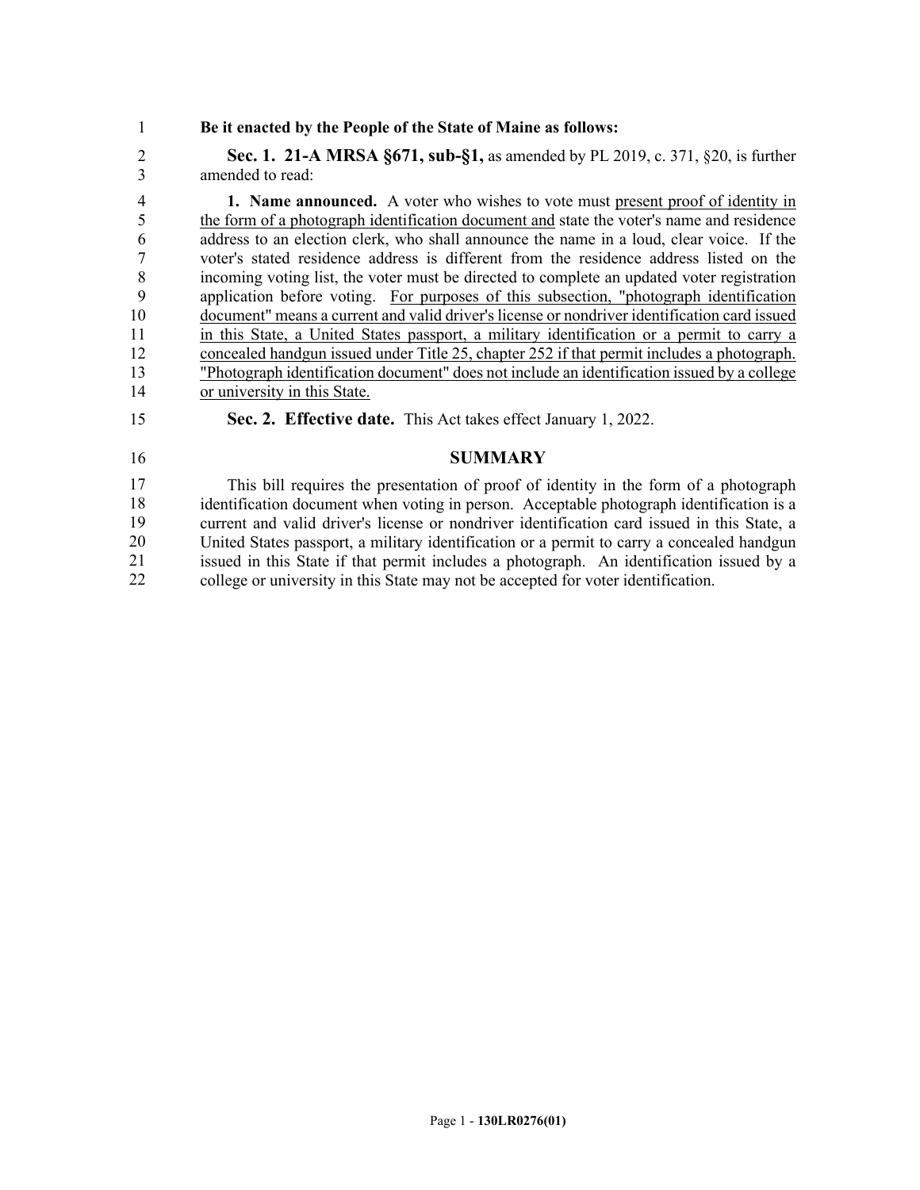**Be it enacted by the People of the State of Maine as follows:**

**Sec. 1. 21-A MRSA §671, sub-§1,** as amended by PL 2019, c. 371, §20, is further amended to read:

**1. Name announced.** A voter who wishes to vote must present proof of identity in the form of a photograph identification document and state the voter's name and residence address to an election clerk, who shall announce the name in a loud, clear voice. If the voter's stated residence address is different from the residence address listed on the incoming voting list, the voter must be directed to complete an updated voter registration application before voting. For purposes of this subsection, "photograph identification document" means a current and valid driver's license or nondriver identification card issued in this State, a United States passport, a military identification or a permit to carry a concealed handgun issued under Title 25, chapter 252 if that permit includes a photograph. "Photograph identification document" does not include an identification issued by a college or university in this State.

**Sec. 2. Effective date.** This Act takes effect January 1, 2022.

## SUMMARY

This bill requires the presentation of proof of identity in the form of a photograph identification document when voting in person. Acceptable photograph identification is a current and valid driver's license or nondriver identification card issued in this State, a United States passport, a military identification or a permit to carry a concealed handgun issued in this State if that permit includes a photograph. An identification issued by a college or university in this State may not be accepted for voter identification.